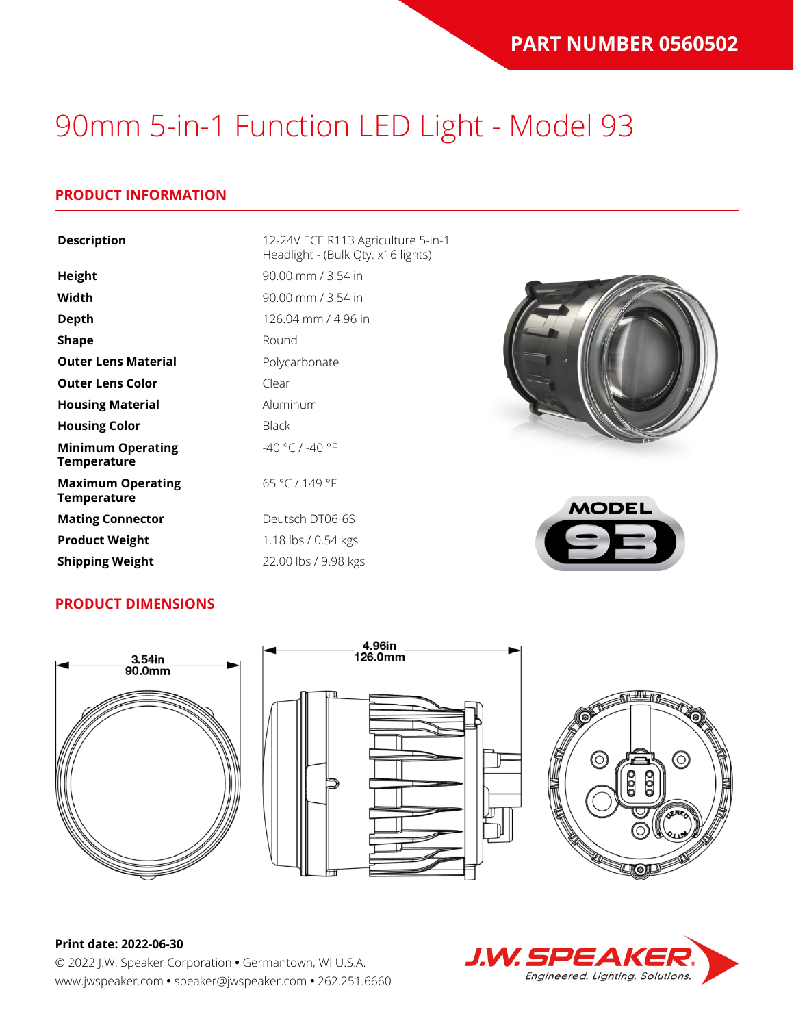**PART NUMBER 0560502**

# 90mm 5-in-1 Function LED Light - Model 93

## PRODUCT INFORMATION

| | |
|---|---|
| **Description** | 12-24V ECE R113 Agriculture 5-in-1 Headlight - (Bulk Qty. x16 lights) |
| **Height** | 90.00 mm / 3.54 in |
| **Width** | 90.00 mm / 3.54 in |
| **Depth** | 126.04 mm / 4.96 in |
| **Shape** | Round |
| **Outer Lens Material** | Polycarbonate |
| **Outer Lens Color** | Clear |
| **Housing Material** | Aluminum |
| **Housing Color** | Black |
| **Minimum Operating Temperature** | -40 °C / -40 °F |
| **Maximum Operating Temperature** | 65 °C / 149 °F |
| **Mating Connector** | Deutsch DT06-6S |
| **Product Weight** | 1.18 lbs / 0.54 kgs |
| **Shipping Weight** | 22.00 lbs / 9.98 kgs |

## PRODUCT DIMENSIONS

3.54in
90.0mm

4.96in
126.0mm

**Print date: 2022-06-30**

© 2022 J.W. Speaker Corporation • Germantown, WI U.S.A.
www.jwspeaker.com • speaker@jwspeaker.com • 262.251.6660

J.W. SPEAKER *Engineered. Lighting. Solutions.*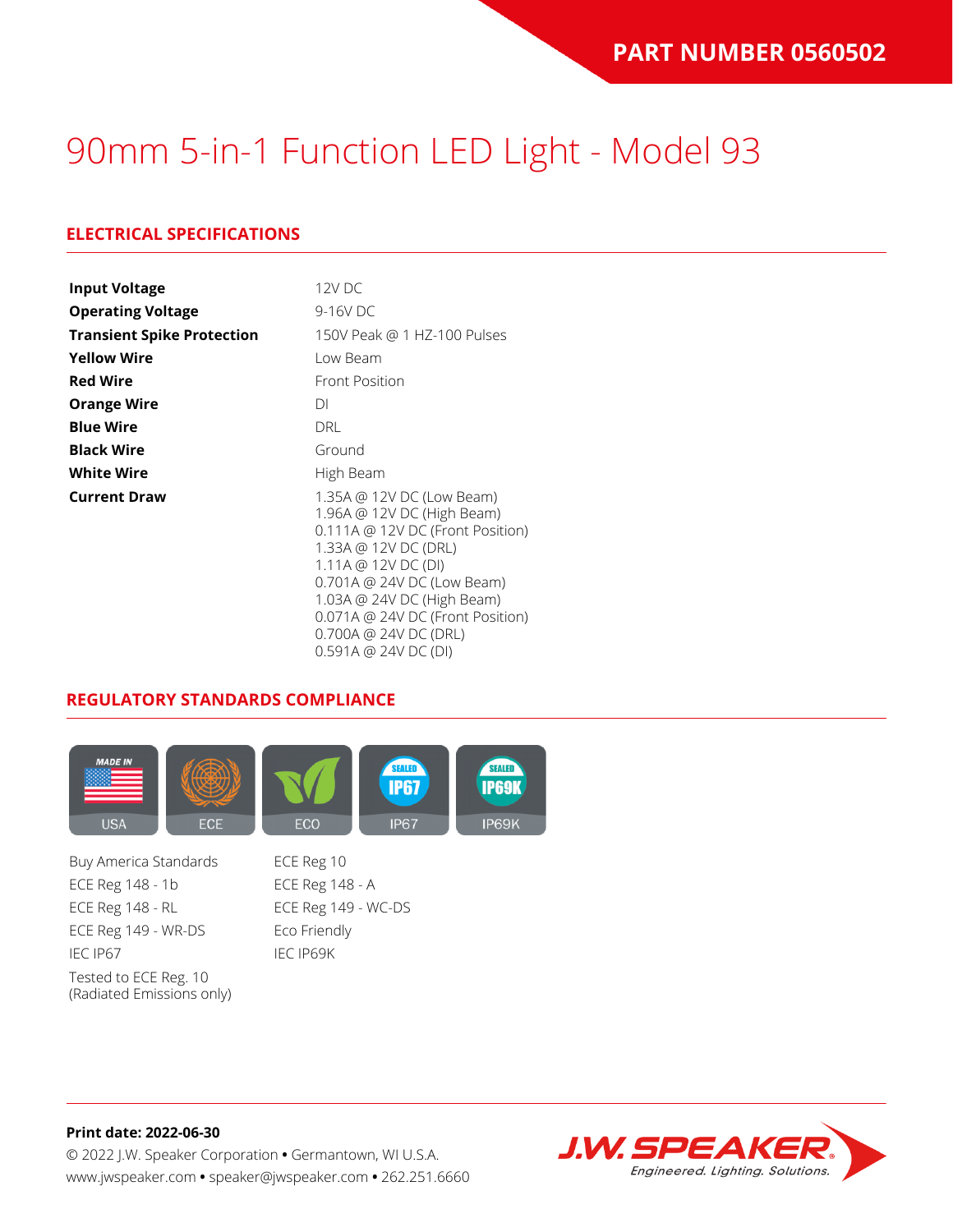**PART NUMBER 0560502**

# 90mm 5-in-1 Function LED Light - Model 93

## ELECTRICAL SPECIFICATIONS

| | |
|---|---|
| **Input Voltage** | 12V DC |
| **Operating Voltage** | 9-16V DC |
| **Transient Spike Protection** | 150V Peak @ 1 HZ-100 Pulses |
| **Yellow Wire** | Low Beam |
| **Red Wire** | Front Position |
| **Orange Wire** | DI |
| **Blue Wire** | DRL |
| **Black Wire** | Ground |
| **White Wire** | High Beam |
| **Current Draw** | 1.35A @ 12V DC (Low Beam)<br>1.96A @ 12V DC (High Beam)<br>0.111A @ 12V DC (Front Position)<br>1.33A @ 12V DC (DRL)<br>1.11A @ 12V DC (DI)<br>0.701A @ 24V DC (Low Beam)<br>1.03A @ 24V DC (High Beam)<br>0.071A @ 24V DC (Front Position)<br>0.700A @ 24V DC (DRL)<br>0.591A @ 24V DC (DI) |

## REGULATORY STANDARDS COMPLIANCE

USA | ECE | ECO | IP67 | IP69K

- Buy America Standards
- ECE Reg 148 - 1b
- ECE Reg 148 - RL
- ECE Reg 149 - WR-DS
- IEC IP67
- Tested to ECE Reg. 10 (Radiated Emissions only)
- ECE Reg 10
- ECE Reg 148 - A
- ECE Reg 149 - WC-DS
- Eco Friendly
- IEC IP69K

**Print date: 2022-06-30**

© 2022 J.W. Speaker Corporation • Germantown, WI U.S.A.
www.jwspeaker.com • speaker@jwspeaker.com • 262.251.6660

J.W. SPEAKER — Engineered. Lighting. Solutions.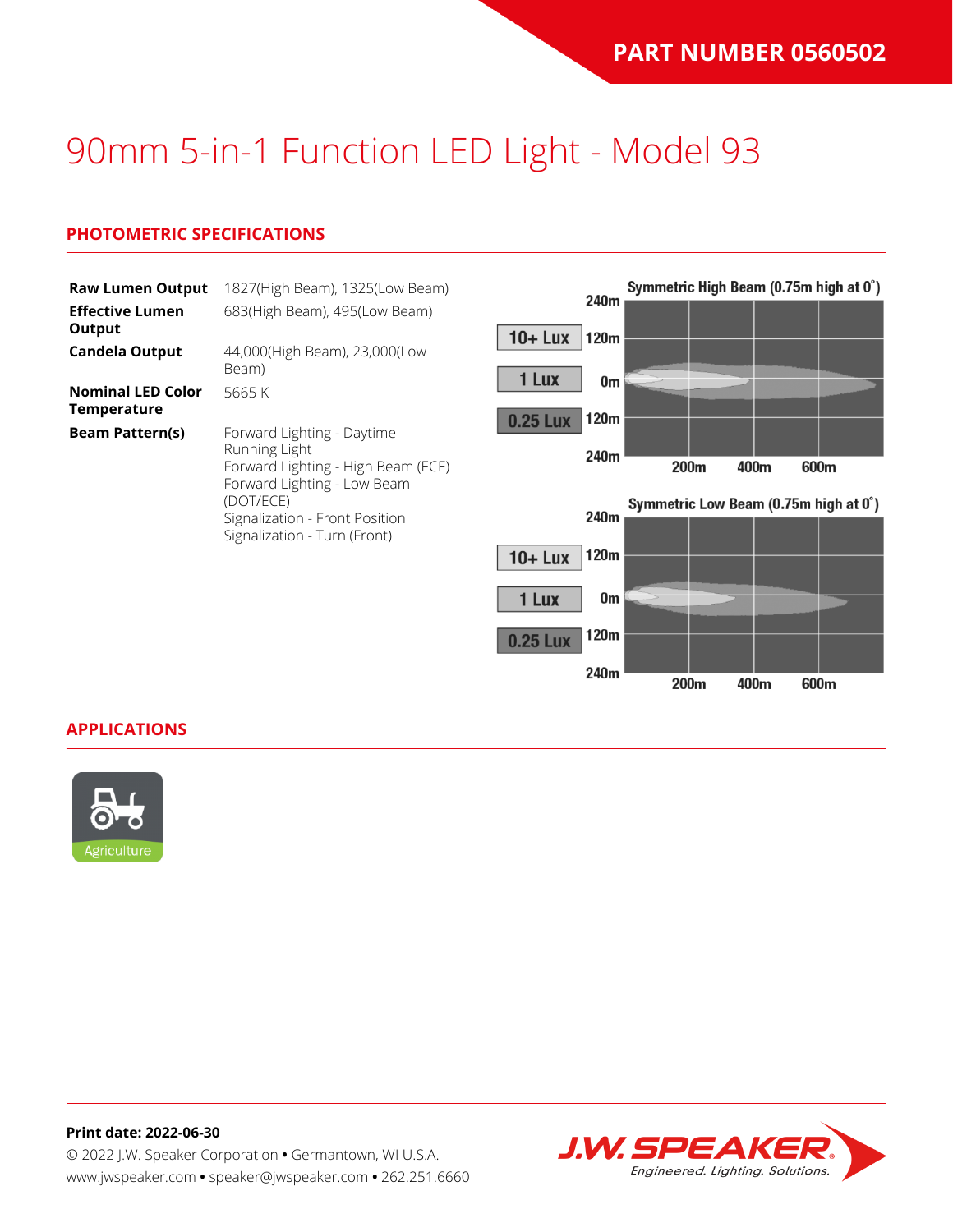**PART NUMBER 0560502**

# 90mm 5-in-1 Function LED Light - Model 93

## PHOTOMETRIC SPECIFICATIONS

| | |
|---|---|
| **Raw Lumen Output** | 1827(High Beam), 1325(Low Beam) |
| **Effective Lumen Output** | 683(High Beam), 495(Low Beam) |
| **Candela Output** | 44,000(High Beam), 23,000(Low Beam) |
| **Nominal LED Color Temperature** | 5665 K |
| **Beam Pattern(s)** | Forward Lighting - Daytime Running Light<br>Forward Lighting - High Beam (ECE)<br>Forward Lighting - Low Beam (DOT/ECE)<br>Signalization - Front Position<br>Signalization - Turn (Front) |

Symmetric High Beam (0.75m high at 0˚)

10+ Lux | 1 Lux | 0.25 Lux

240m, 120m, 0m, 120m, 240m — 200m, 400m, 600m

Symmetric Low Beam (0.75m high at 0˚)

10+ Lux | 1 Lux | 0.25 Lux

240m, 120m, 0m, 120m, 240m — 200m, 400m, 600m

## APPLICATIONS

Agriculture

**Print date: 2022-06-30**

© 2022 J.W. Speaker Corporation • Germantown, WI U.S.A.
www.jwspeaker.com • speaker@jwspeaker.com • 262.251.6660

J.W. SPEAKER® Engineered. Lighting. Solutions.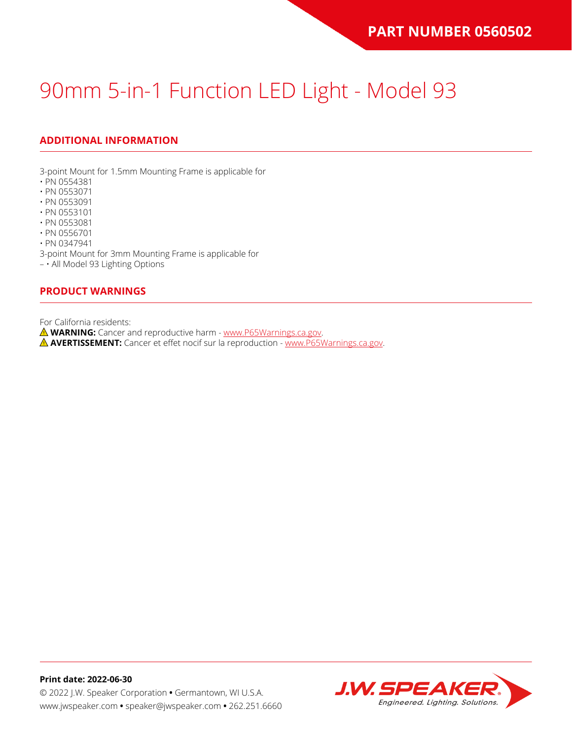PART NUMBER 0560502

# 90mm 5-in-1 Function LED Light - Model 93

## ADDITIONAL INFORMATION

3-point Mount for 1.5mm Mounting Frame is applicable for
• PN 0554381
• PN 0553071
• PN 0553091
• PN 0553101
• PN 0553081
• PN 0556701
• PN 0347941
3-point Mount for 3mm Mounting Frame is applicable for
– • All Model 93 Lighting Options

## PRODUCT WARNINGS

For California residents:
⚠ **WARNING:** Cancer and reproductive harm - www.P65Warnings.ca.gov.
⚠ **AVERTISSEMENT:** Cancer et effet nocif sur la reproduction - www.P65Warnings.ca.gov.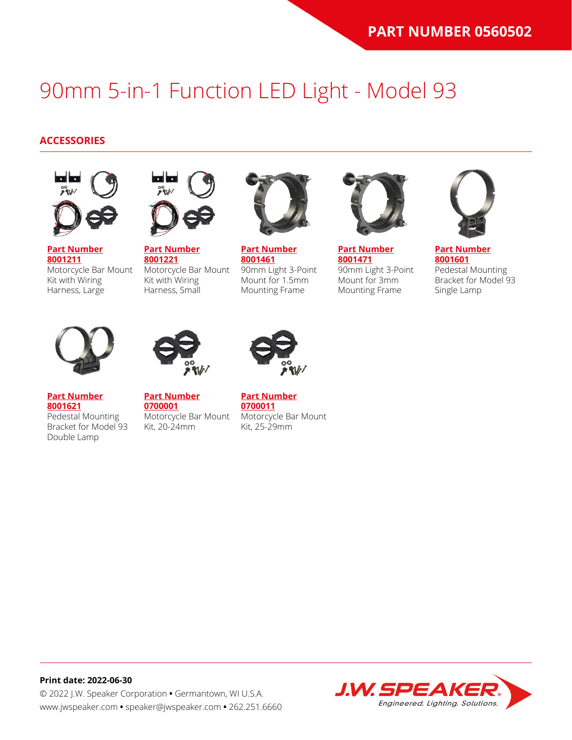PART NUMBER 0560502

# 90mm 5-in-1 Function LED Light - Model 93

## ACCESSORIES

**Part Number 8001211**
Motorcycle Bar Mount Kit with Wiring Harness, Large

**Part Number 8001221**
Motorcycle Bar Mount Kit with Wiring Harness, Small

**Part Number 8001461**
90mm Light 3-Point Mount for 1.5mm Mounting Frame

**Part Number 8001471**
90mm Light 3-Point Mount for 3mm Mounting Frame

**Part Number 8001601**
Pedestal Mounting Bracket for Model 93 Single Lamp

**Part Number 8001621**
Pedestal Mounting Bracket for Model 93 Double Lamp

**Part Number 0700001**
Motorcycle Bar Mount Kit, 20-24mm

**Part Number 0700011**
Motorcycle Bar Mount Kit, 25-29mm

**Print date: 2022-06-30**
© 2022 J.W. Speaker Corporation • Germantown, WI U.S.A.
www.jwspeaker.com • speaker@jwspeaker.com • 262.251.6660

J.W. SPEAKER
Engineered. Lighting. Solutions.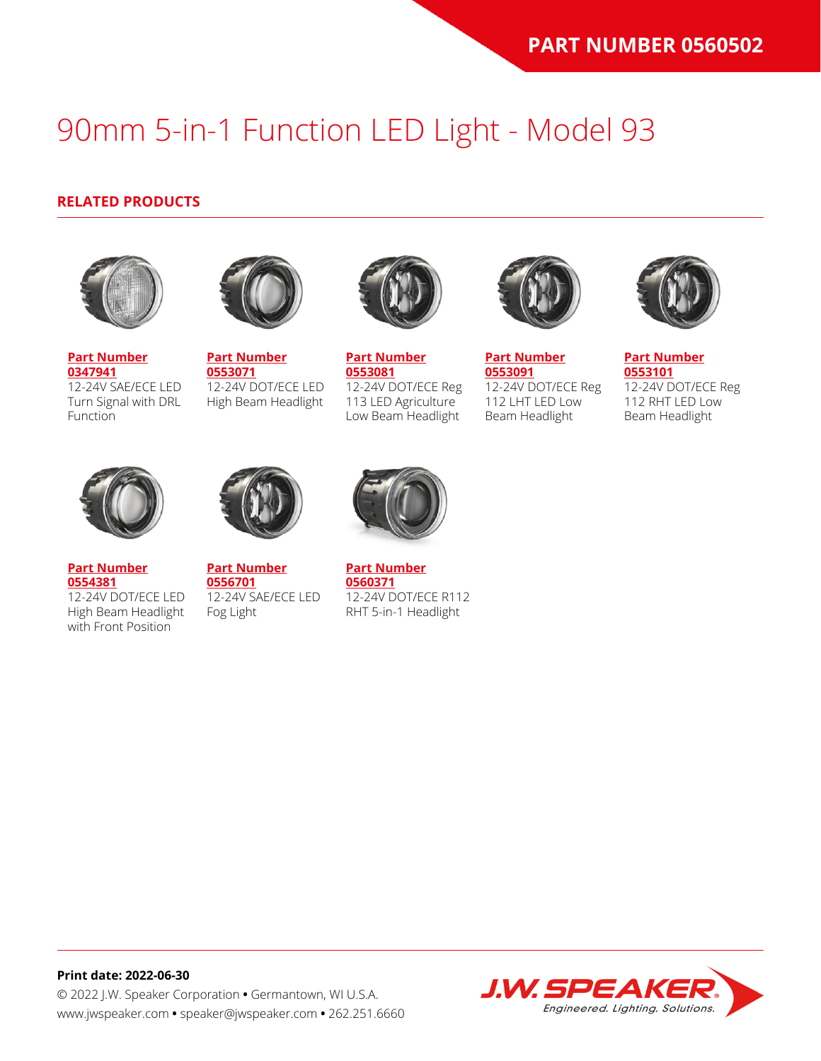PART NUMBER 0560502

# 90mm 5-in-1 Function LED Light - Model 93

## RELATED PRODUCTS

**Part Number 0347941**
12-24V SAE/ECE LED Turn Signal with DRL Function

**Part Number 0553071**
12-24V DOT/ECE LED High Beam Headlight

**Part Number 0553081**
12-24V DOT/ECE Reg 113 LED Agriculture Low Beam Headlight

**Part Number 0553091**
12-24V DOT/ECE Reg 112 LHT LED Low Beam Headlight

**Part Number 0553101**
12-24V DOT/ECE Reg 112 RHT LED Low Beam Headlight

**Part Number 0554381**
12-24V DOT/ECE LED High Beam Headlight with Front Position

**Part Number 0556701**
12-24V SAE/ECE LED Fog Light

**Part Number 0560371**
12-24V DOT/ECE R112 RHT 5-in-1 Headlight

**Print date: 2022-06-30**
© 2022 J.W. Speaker Corporation • Germantown, WI U.S.A.
www.jwspeaker.com • speaker@jwspeaker.com • 262.251.6660